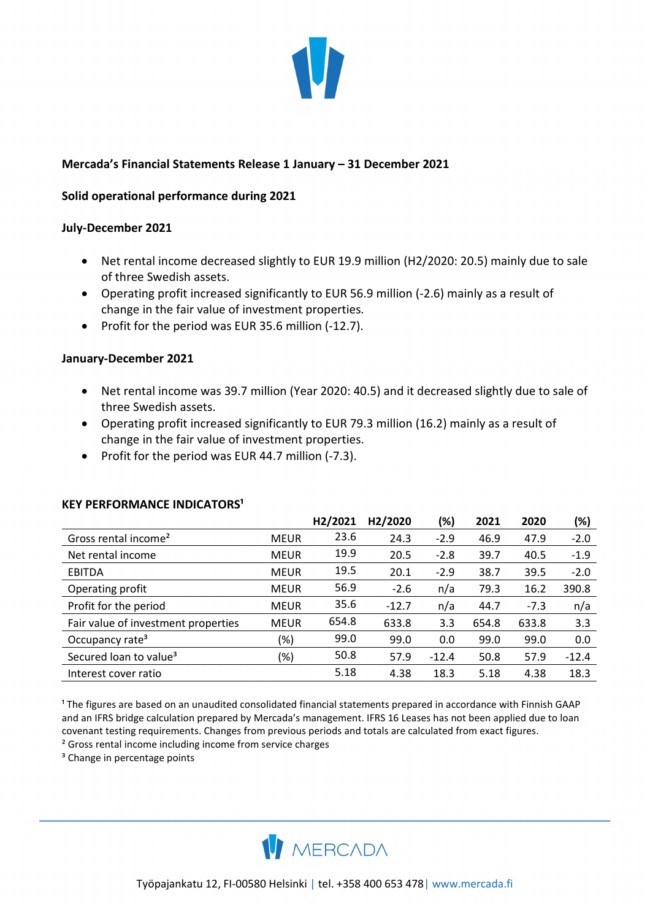**Mercada's Financial Statements Release 1 January – 31 December 2021**

**Solid operational performance during 2021**

**July-December 2021**

- Net rental income decreased slightly to EUR 19.9 million (H2/2020: 20.5) mainly due to sale of three Swedish assets.
- Operating profit increased significantly to EUR 56.9 million (-2.6) mainly as a result of change in the fair value of investment properties.
- Profit for the period was EUR 35.6 million (-12.7).

**January-December 2021**

- Net rental income was 39.7 million (Year 2020: 40.5) and it decreased slightly due to sale of three Swedish assets.
- Operating profit increased significantly to EUR 79.3 million (16.2) mainly as a result of change in the fair value of investment properties.
- Profit for the period was EUR 44.7 million (-7.3).

**KEY PERFORMANCE INDICATORS[1]**

| | | H2/2021 | H2/2020 | (%) | 2021 | 2020 | (%) |
|---|---|---|---|---|---|---|---|
| Gross rental income[2] | MEUR | 23.6 | 24.3 | -2.9 | 46.9 | 47.9 | -2.0 |
| Net rental income | MEUR | 19.9 | 20.5 | -2.8 | 39.7 | 40.5 | -1.9 |
| EBITDA | MEUR | 19.5 | 20.1 | -2.9 | 38.7 | 39.5 | -2.0 |
| Operating profit | MEUR | 56.9 | -2.6 | n/a | 79.3 | 16.2 | 390.8 |
| Profit for the period | MEUR | 35.6 | -12.7 | n/a | 44.7 | -7.3 | n/a |
| Fair value of investment properties | MEUR | 654.8 | 633.8 | 3.3 | 654.8 | 633.8 | 3.3 |
| Occupancy rate[3] | (%) | 99.0 | 99.0 | 0.0 | 99.0 | 99.0 | 0.0 |
| Secured loan to value[3] | (%) | 50.8 | 57.9 | -12.4 | 50.8 | 57.9 | -12.4 |
| Interest cover ratio | | 5.18 | 4.38 | 18.3 | 5.18 | 4.38 | 18.3 |

[1] The figures are based on an unaudited consolidated financial statements prepared in accordance with Finnish GAAP and an IFRS bridge calculation prepared by Mercada's management. IFRS 16 Leases has not been applied due to loan covenant testing requirements. Changes from previous periods and totals are calculated from exact figures.

[2] Gross rental income including income from service charges

[3] Change in percentage points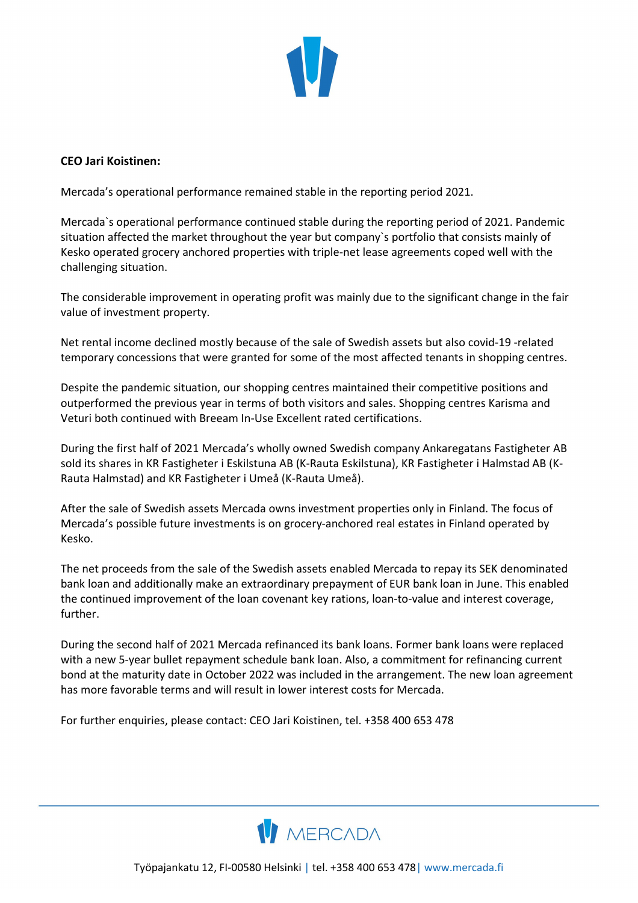**CEO Jari Koistinen:**

Mercada's operational performance remained stable in the reporting period 2021.

Mercada`s operational performance continued stable during the reporting period of 2021. Pandemic situation affected the market throughout the year but company`s portfolio that consists mainly of Kesko operated grocery anchored properties with triple-net lease agreements coped well with the challenging situation.

The considerable improvement in operating profit was mainly due to the significant change in the fair value of investment property.

Net rental income declined mostly because of the sale of Swedish assets but also covid-19 -related temporary concessions that were granted for some of the most affected tenants in shopping centres.

Despite the pandemic situation, our shopping centres maintained their competitive positions and outperformed the previous year in terms of both visitors and sales. Shopping centres Karisma and Veturi both continued with Breeam In-Use Excellent rated certifications.

During the first half of 2021 Mercada's wholly owned Swedish company Ankaregatans Fastigheter AB sold its shares in KR Fastigheter i Eskilstuna AB (K-Rauta Eskilstuna), KR Fastigheter i Halmstad AB (K-Rauta Halmstad) and KR Fastigheter i Umeå (K-Rauta Umeå).

After the sale of Swedish assets Mercada owns investment properties only in Finland. The focus of Mercada's possible future investments is on grocery-anchored real estates in Finland operated by Kesko.

The net proceeds from the sale of the Swedish assets enabled Mercada to repay its SEK denominated bank loan and additionally make an extraordinary prepayment of EUR bank loan in June. This enabled the continued improvement of the loan covenant key rations, loan-to-value and interest coverage, further.

During the second half of 2021 Mercada refinanced its bank loans. Former bank loans were replaced with a new 5-year bullet repayment schedule bank loan. Also, a commitment for refinancing current bond at the maturity date in October 2022 was included in the arrangement. The new loan agreement has more favorable terms and will result in lower interest costs for Mercada.

For further enquiries, please contact: CEO Jari Koistinen, tel. +358 400 653 478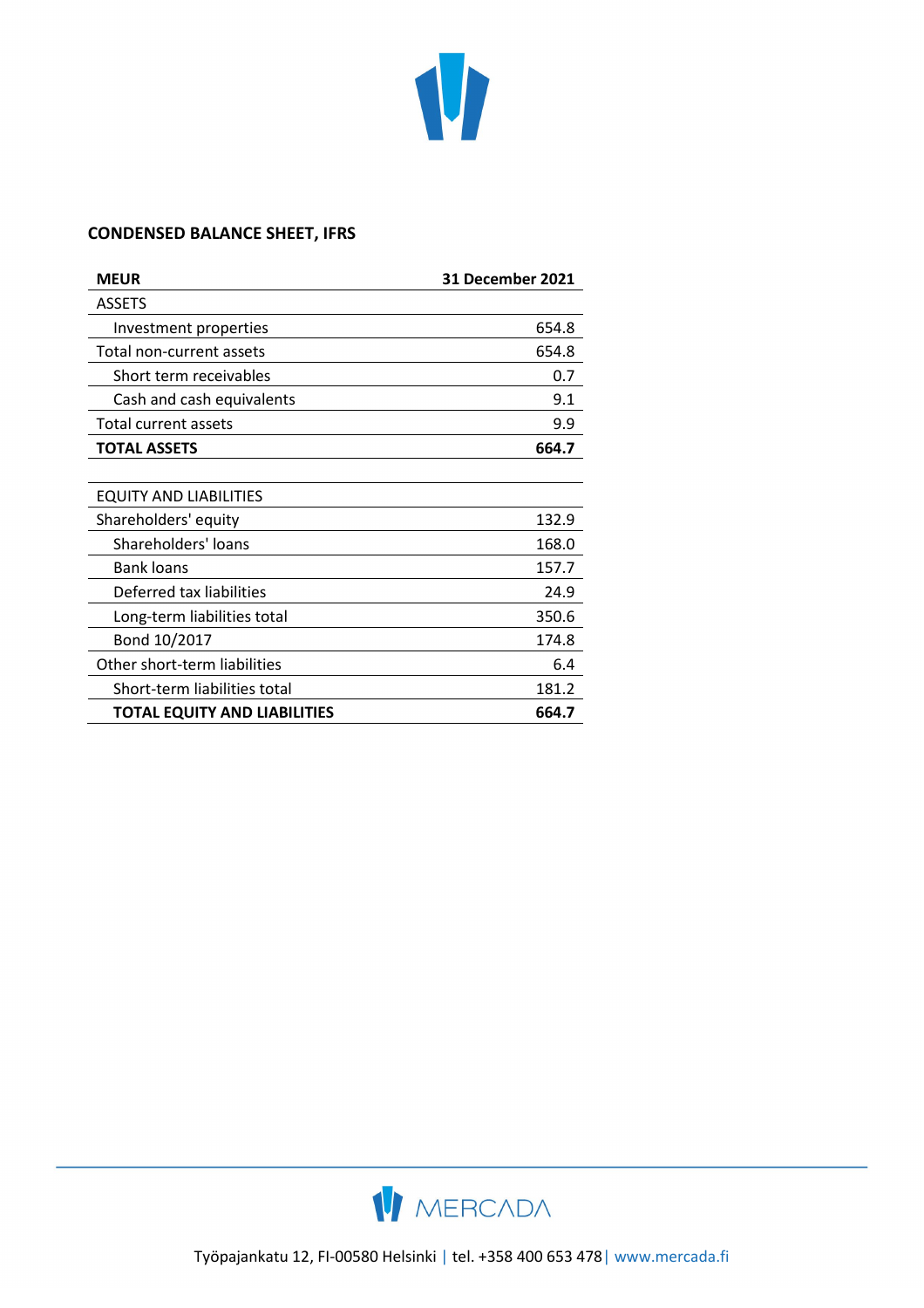## CONDENSED BALANCE SHEET, IFRS

| MEUR | 31 December 2021 |
|---|---|
| ASSETS | |
| Investment properties | 654.8 |
| Total non-current assets | 654.8 |
| Short term receivables | 0.7 |
| Cash and cash equivalents | 9.1 |
| Total current assets | 9.9 |
| **TOTAL ASSETS** | **664.7** |
| | |
| EQUITY AND LIABILITIES | |
| Shareholders' equity | 132.9 |
| Shareholders' loans | 168.0 |
| Bank loans | 157.7 |
| Deferred tax liabilities | 24.9 |
| Long-term liabilities total | 350.6 |
| Bond 10/2017 | 174.8 |
| Other short-term liabilities | 6.4 |
| Short-term liabilities total | 181.2 |
| **TOTAL EQUITY AND LIABILITIES** | **664.7** |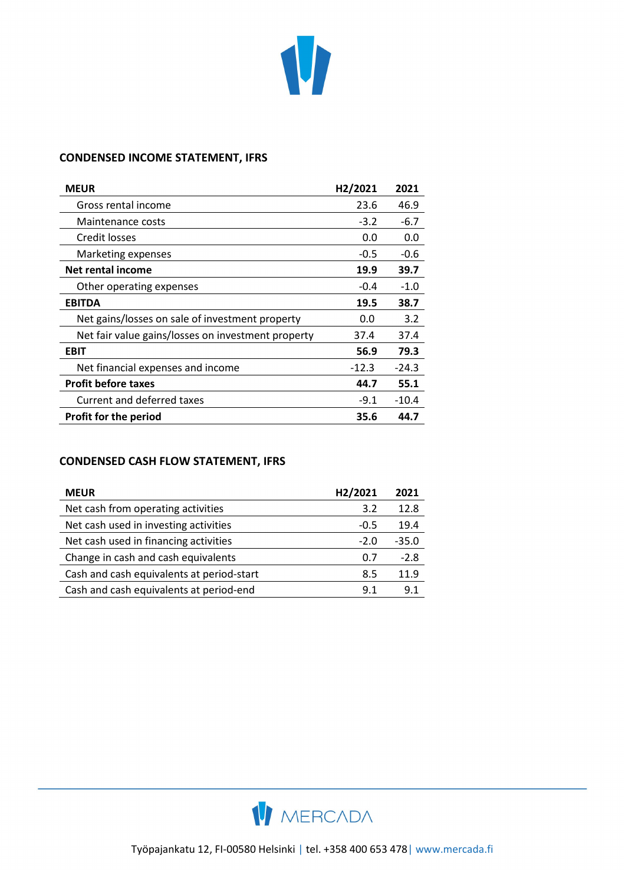## CONDENSED INCOME STATEMENT, IFRS

| MEUR | H2/2021 | 2021 |
|---|---|---|
| Gross rental income | 23.6 | 46.9 |
| Maintenance costs | -3.2 | -6.7 |
| Credit losses | 0.0 | 0.0 |
| Marketing expenses | -0.5 | -0.6 |
| **Net rental income** | **19.9** | **39.7** |
| Other operating expenses | -0.4 | -1.0 |
| **EBITDA** | **19.5** | **38.7** |
| Net gains/losses on sale of investment property | 0.0 | 3.2 |
| Net fair value gains/losses on investment property | 37.4 | 37.4 |
| **EBIT** | **56.9** | **79.3** |
| Net financial expenses and income | -12.3 | -24.3 |
| **Profit before taxes** | **44.7** | **55.1** |
| Current and deferred taxes | -9.1 | -10.4 |
| **Profit for the period** | **35.6** | **44.7** |

## CONDENSED CASH FLOW STATEMENT, IFRS

| MEUR | H2/2021 | 2021 |
|---|---|---|
| Net cash from operating activities | 3.2 | 12.8 |
| Net cash used in investing activities | -0.5 | 19.4 |
| Net cash used in financing activities | -2.0 | -35.0 |
| Change in cash and cash equivalents | 0.7 | -2.8 |
| Cash and cash equivalents at period-start | 8.5 | 11.9 |
| Cash and cash equivalents at period-end | 9.1 | 9.1 |

MERCADA

Työpajankatu 12, FI-00580 Helsinki | tel. +358 400 653 478 | www.mercada.fi